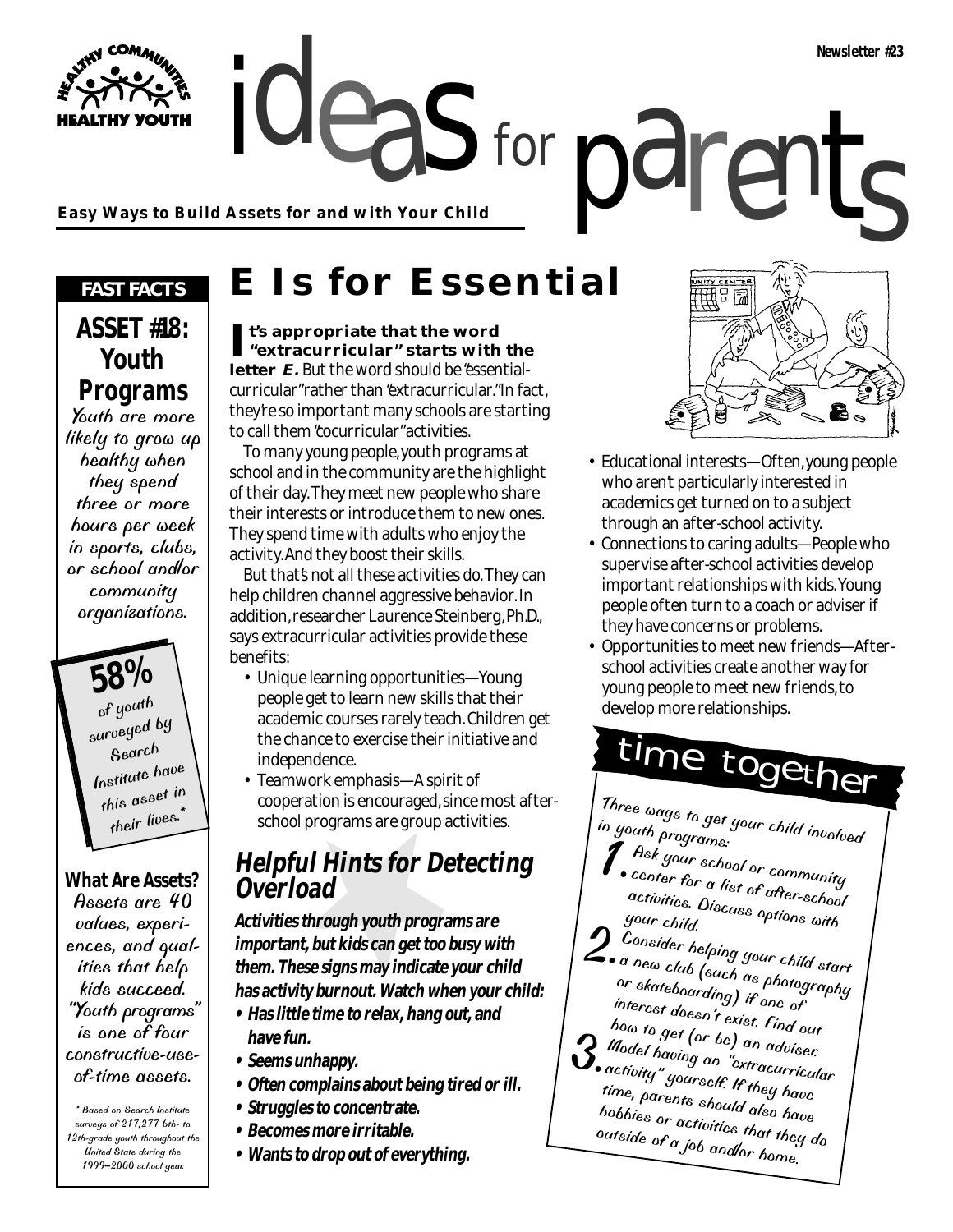Newsletter #23

# ideas for parents

**Easy Ways to Build Assets for and with Your Child**

## FAST FACTS

### ASSET #18: Youth Programs

Youth are more likely to grow up healthy when they spend three or more hours per week in sports, clubs, or school and/or community organizations.

**58%** of youth surveyed by Search Institute have this asset in their lives.*

**What Are Assets?**

Assets are 40 values, experiences, and qualities that help kids succeed. "Youth programs" is one of four constructive-use-of-time assets.

\* Based on Search Institute surveys of 217,277 6th- to 12th-grade youth throughout the United State during the 1999–2000 school year.

# E Is for Essential

**It's appropriate that the word "extracurricular" starts with the letter *E*.** But the word should be "essential-curricular" rather than "extracurricular." In fact, they're so important many schools are starting to call them "cocurricular" activities.

To many young people, youth programs at school and in the community are the highlight of their day. They meet new people who share their interests or introduce them to new ones. They spend time with adults who enjoy the activity. And they boost their skills.

But that's not all these activities do. They can help children channel aggressive behavior. In addition, researcher Laurence Steinberg, Ph.D., says extracurricular activities provide these benefits:

- Unique learning opportunities—Young people get to learn new skills that their academic courses rarely teach. Children get the chance to exercise their initiative and independence.
- Teamwork emphasis—A spirit of cooperation is encouraged, since most after-school programs are group activities.
- Educational interests—Often, young people who aren't particularly interested in academics get turned on to a subject through an after-school activity.
- Connections to caring adults—People who supervise after-school activities develop important relationships with kids. Young people often turn to a coach or adviser if they have concerns or problems.
- Opportunities to meet new friends—After-school activities create another way for young people to meet new friends, to develop more relationships.

## Helpful Hints for Detecting Overload

**Activities through youth programs are important, but kids can get too busy with them. These signs may indicate your child has activity burnout. Watch when your child:**

- **Has little time to relax, hang out, and have fun.**
- **Seems unhappy.**
- **Often complains about being tired or ill.**
- **Struggles to concentrate.**
- **Becomes more irritable.**
- **Wants to drop out of everything.**

## time together

Three ways to get your child involved in youth programs:

1. Ask your school or community center for a list of after-school activities. Discuss options with your child.
2. Consider helping your child start a new club (such as photography or skateboarding) if one of interest doesn't exist. Find out how to get (or be) an adviser.
3. Model having an "extracurricular activity" yourself. If they have time, parents should also have hobbies or activities that they do outside of a job and/or home.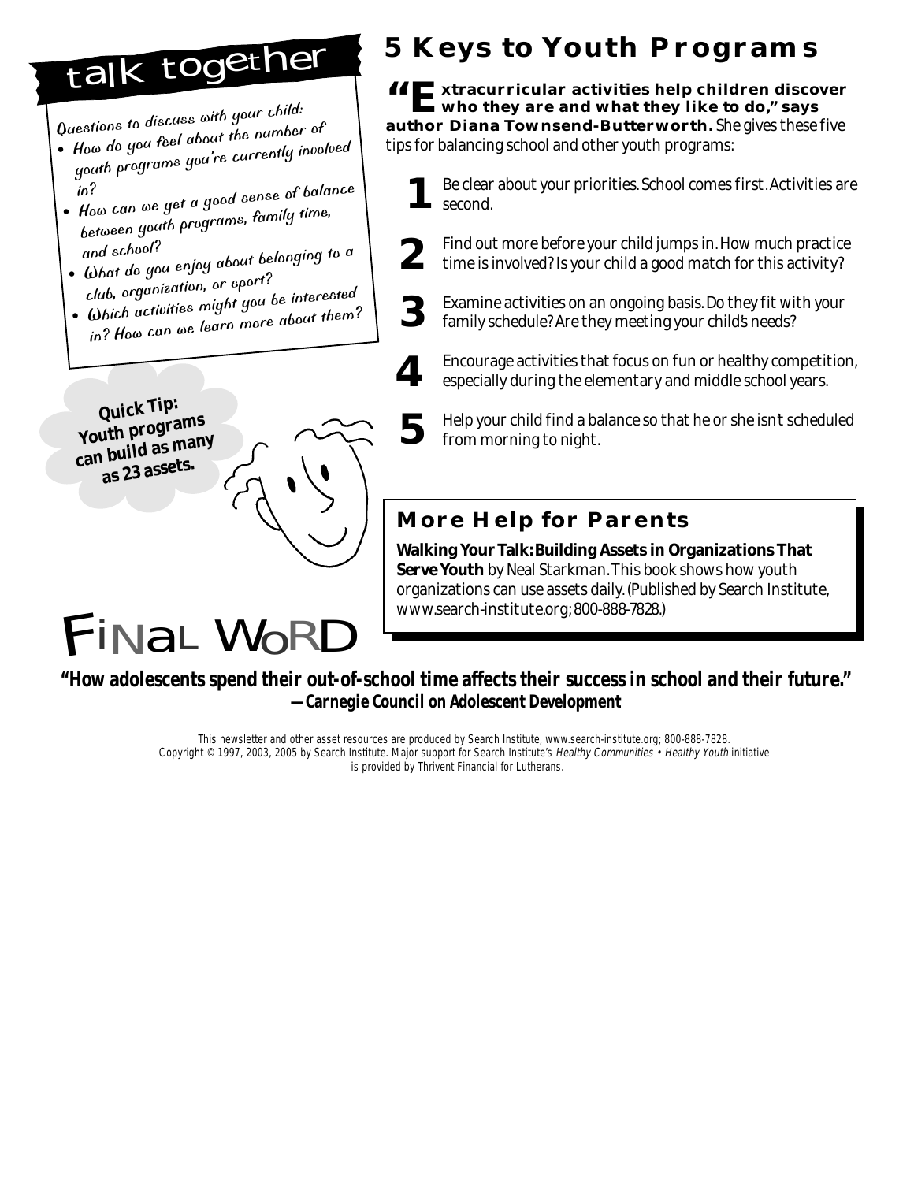## talk together

Questions to discuss with your child:

- How do you feel about the number of youth programs you're currently involved in?
- How can we get a good sense of balance between youth programs, family time, and school?
- What do you enjoy about belonging to a club, organization, or sport?
- Which activities might you be interested in? How can we learn more about them?

**Quick Tip: Youth programs can build as many as 23 assets.**

## 5 Keys to Youth Programs

**"Extracurricular activities help children discover who they are and what they like to do," says author Diana Townsend-Butterworth.** She gives these five tips for balancing school and other youth programs:

1. Be clear about your priorities. School comes first. Activities are second.
2. Find out more before your child jumps in. How much practice time is involved? Is your child a good match for this activity?
3. Examine activities on an ongoing basis. Do they fit with your family schedule? Are they meeting your child's needs?
4. Encourage activities that focus on fun or healthy competition, especially during the elementary and middle school years.
5. Help your child find a balance so that he or she isn't scheduled from morning to night.

### More Help for Parents

**Walking Your Talk: Building Assets in Organizations That Serve Youth** by Neal Starkman. This book shows how youth organizations can use assets daily. (Published by Search Institute, www.search-institute.org; 800-888-7828.)

## Final Word

***"How adolescents spend their out-of-school time affects their success in school and their future."***
***—Carnegie Council on Adolescent Development***

This newsletter and other asset resources are produced by Search Institute, www.search-institute.org; 800-888-7828.
Copyright © 1997, 2003, 2005 by Search Institute. Major support for Search Institute's *Healthy Communities • Healthy Youth* initiative is provided by Thrivent Financial for Lutherans.